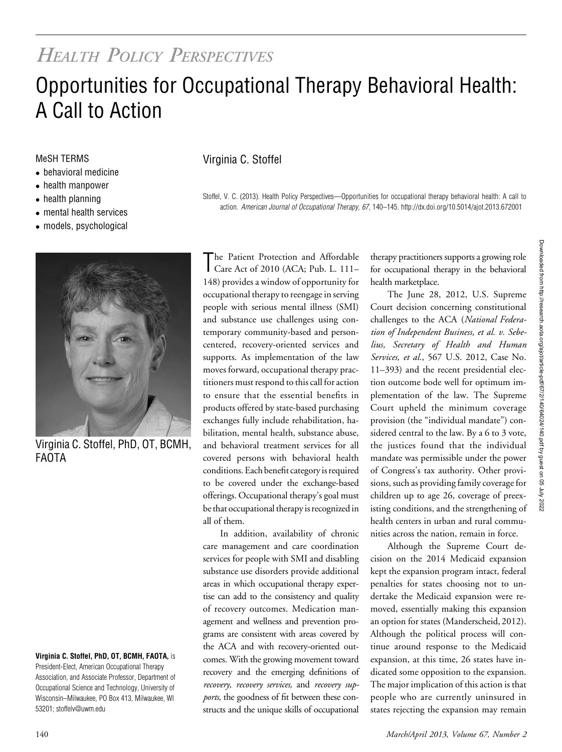*HEALTH POLICY PERSPECTIVES*

# Opportunities for Occupational Therapy Behavioral Health: A Call to Action

MeSH TERMS

- behavioral medicine
- health manpower
- health planning
- mental health services
- models, psychological

Virginia C. Stoffel

Stoffel, V. C. (2013). Health Policy Perspectives—Opportunities for occupational therapy behavioral health: A call to action. *American Journal of Occupational Therapy, 67,* 140–145. http://dx.doi.org/10.5014/ajot.2013.672001

Virginia C. Stoffel, PhD, OT, BCMH, FAOTA

**Virginia C. Stoffel, PhD, OT, BCMH, FAOTA,** is President-Elect, American Occupational Therapy Association, and Associate Professor, Department of Occupational Science and Technology, University of Wisconsin–Milwaukee, PO Box 413, Milwaukee, WI 53201; stoffelv@uwm.edu

The Patient Protection and Affordable Care Act of 2010 (ACA; Pub. L. 111–148) provides a window of opportunity for occupational therapy to reengage in serving people with serious mental illness (SMI) and substance use challenges using contemporary community-based and person-centered, recovery-oriented services and supports. As implementation of the law moves forward, occupational therapy practitioners must respond to this call for action to ensure that the essential benefits in products offered by state-based purchasing exchanges fully include rehabilitation, habilitation, mental health, substance abuse, and behavioral treatment services for all covered persons with behavioral health conditions. Each benefit category is required to be covered under the exchange-based offerings. Occupational therapy's goal must be that occupational therapy is recognized in all of them.

In addition, availability of chronic care management and care coordination services for people with SMI and disabling substance use disorders provide additional areas in which occupational therapy expertise can add to the consistency and quality of recovery outcomes. Medication management and wellness and prevention programs are consistent with areas covered by the ACA and with recovery-oriented outcomes. With the growing movement toward recovery and the emerging definitions of *recovery, recovery services,* and *recovery supports,* the goodness of fit between these constructs and the unique skills of occupational therapy practitioners supports a growing role for occupational therapy in the behavioral health marketplace.

The June 28, 2012, U.S. Supreme Court decision concerning constitutional challenges to the ACA (*National Federation of Independent Business, et al. v. Sebelius, Secretary of Health and Human Services, et al.*, 567 U.S. 2012, Case No. 11–393) and the recent presidential election outcome bode well for optimum implementation of the law. The Supreme Court upheld the minimum coverage provision (the "individual mandate") considered central to the law. By a 6 to 3 vote, the justices found that the individual mandate was permissible under the power of Congress's tax authority. Other provisions, such as providing family coverage for children up to age 26, coverage of preexisting conditions, and the strengthening of health centers in urban and rural communities across the nation, remain in force.

Although the Supreme Court decision on the 2014 Medicaid expansion kept the expansion program intact, federal penalties for states choosing not to undertake the Medicaid expansion were removed, essentially making this expansion an option for states (Manderscheid, 2012). Although the political process will continue around response to the Medicaid expansion, at this time, 26 states have indicated some opposition to the expansion. The major implication of this action is that people who are currently uninsured in states rejecting the expansion may remain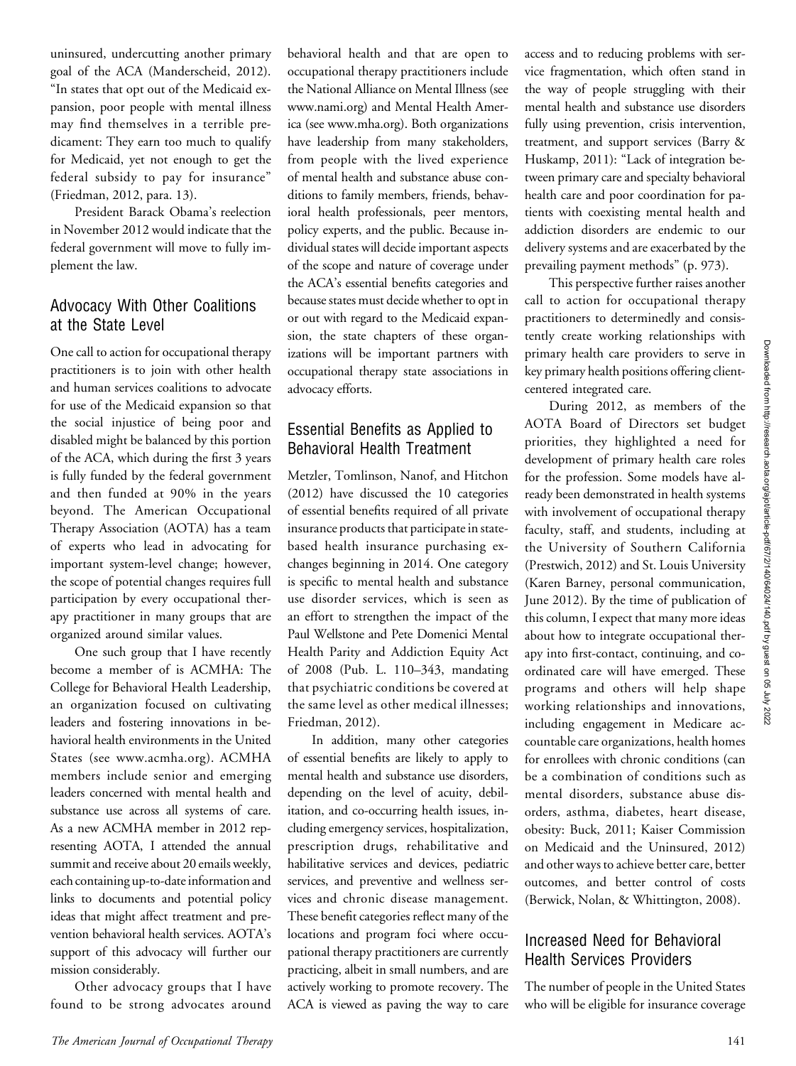uninsured, undercutting another primary goal of the ACA (Manderscheid, 2012). "In states that opt out of the Medicaid expansion, poor people with mental illness may find themselves in a terrible predicament: They earn too much to qualify for Medicaid, yet not enough to get the federal subsidy to pay for insurance" (Friedman, 2012, para. 13).

President Barack Obama's reelection in November 2012 would indicate that the federal government will move to fully implement the law.

## Advocacy With Other Coalitions at the State Level

One call to action for occupational therapy practitioners is to join with other health and human services coalitions to advocate for use of the Medicaid expansion so that the social injustice of being poor and disabled might be balanced by this portion of the ACA, which during the first 3 years is fully funded by the federal government and then funded at 90% in the years beyond. The American Occupational Therapy Association (AOTA) has a team of experts who lead in advocating for important system-level change; however, the scope of potential changes requires full participation by every occupational therapy practitioner in many groups that are organized around similar values.

One such group that I have recently become a member of is ACMHA: The College for Behavioral Health Leadership, an organization focused on cultivating leaders and fostering innovations in behavioral health environments in the United States (see www.acmha.org). ACMHA members include senior and emerging leaders concerned with mental health and substance use across all systems of care. As a new ACMHA member in 2012 representing AOTA, I attended the annual summit and receive about 20 emails weekly, each containing up-to-date information and links to documents and potential policy ideas that might affect treatment and prevention behavioral health services. AOTA's support of this advocacy will further our mission considerably.

Other advocacy groups that I have found to be strong advocates around behavioral health and that are open to occupational therapy practitioners include the National Alliance on Mental Illness (see www.nami.org) and Mental Health America (see www.mha.org). Both organizations have leadership from many stakeholders, from people with the lived experience of mental health and substance abuse conditions to family members, friends, behavioral health professionals, peer mentors, policy experts, and the public. Because individual states will decide important aspects of the scope and nature of coverage under the ACA's essential benefits categories and because states must decide whether to opt in or out with regard to the Medicaid expansion, the state chapters of these organizations will be important partners with occupational therapy state associations in advocacy efforts.

## Essential Benefits as Applied to Behavioral Health Treatment

Metzler, Tomlinson, Nanof, and Hitchon (2012) have discussed the 10 categories of essential benefits required of all private insurance products that participate in state-based health insurance purchasing exchanges beginning in 2014. One category is specific to mental health and substance use disorder services, which is seen as an effort to strengthen the impact of the Paul Wellstone and Pete Domenici Mental Health Parity and Addiction Equity Act of 2008 (Pub. L. 110–343, mandating that psychiatric conditions be covered at the same level as other medical illnesses; Friedman, 2012).

In addition, many other categories of essential benefits are likely to apply to mental health and substance use disorders, depending on the level of acuity, debilitation, and co-occurring health issues, including emergency services, hospitalization, prescription drugs, rehabilitative and habilitative services and devices, pediatric services, and preventive and wellness services and chronic disease management. These benefit categories reflect many of the locations and program foci where occupational therapy practitioners are currently practicing, albeit in small numbers, and are actively working to promote recovery. The ACA is viewed as paving the way to care access and to reducing problems with service fragmentation, which often stand in the way of people struggling with their mental health and substance use disorders fully using prevention, crisis intervention, treatment, and support services (Barry & Huskamp, 2011): "Lack of integration between primary care and specialty behavioral health care and poor coordination for patients with coexisting mental health and addiction disorders are endemic to our delivery systems and are exacerbated by the prevailing payment methods" (p. 973).

This perspective further raises another call to action for occupational therapy practitioners to determinedly and consistently create working relationships with primary health care providers to serve in key primary health positions offering client-centered integrated care.

During 2012, as members of the AOTA Board of Directors set budget priorities, they highlighted a need for development of primary health care roles for the profession. Some models have already been demonstrated in health systems with involvement of occupational therapy faculty, staff, and students, including at the University of Southern California (Prestwich, 2012) and St. Louis University (Karen Barney, personal communication, June 2012). By the time of publication of this column, I expect that many more ideas about how to integrate occupational therapy into first-contact, continuing, and coordinated care will have emerged. These programs and others will help shape working relationships and innovations, including engagement in Medicare accountable care organizations, health homes for enrollees with chronic conditions (can be a combination of conditions such as mental disorders, substance abuse disorders, asthma, diabetes, heart disease, obesity: Buck, 2011; Kaiser Commission on Medicaid and the Uninsured, 2012) and other ways to achieve better care, better outcomes, and better control of costs (Berwick, Nolan, & Whittington, 2008).

## Increased Need for Behavioral Health Services Providers

The number of people in the United States who will be eligible for insurance coverage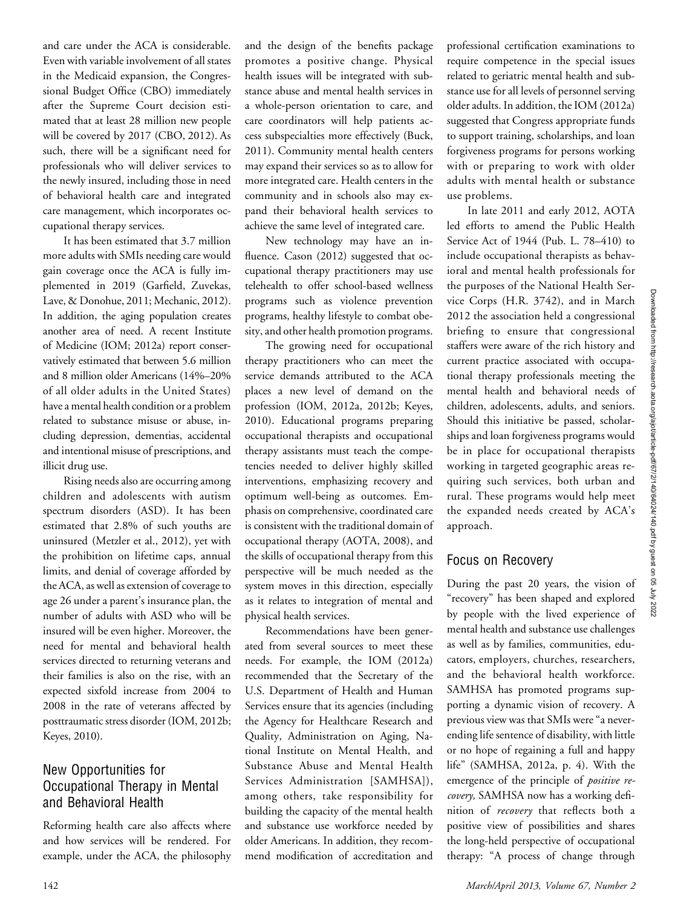and care under the ACA is considerable. Even with variable involvement of all states in the Medicaid expansion, the Congressional Budget Office (CBO) immediately after the Supreme Court decision estimated that at least 28 million new people will be covered by 2017 (CBO, 2012). As such, there will be a significant need for professionals who will deliver services to the newly insured, including those in need of behavioral health care and integrated care management, which incorporates occupational therapy services.

It has been estimated that 3.7 million more adults with SMIs needing care would gain coverage once the ACA is fully implemented in 2019 (Garfield, Zuvekas, Lave, & Donohue, 2011; Mechanic, 2012). In addition, the aging population creates another area of need. A recent Institute of Medicine (IOM; 2012a) report conservatively estimated that between 5.6 million and 8 million older Americans (14%–20% of all older adults in the United States) have a mental health condition or a problem related to substance misuse or abuse, including depression, dementias, accidental and intentional misuse of prescriptions, and illicit drug use.

Rising needs also are occurring among children and adolescents with autism spectrum disorders (ASD). It has been estimated that 2.8% of such youths are uninsured (Metzler et al., 2012), yet with the prohibition on lifetime caps, annual limits, and denial of coverage afforded by the ACA, as well as extension of coverage to age 26 under a parent's insurance plan, the number of adults with ASD who will be insured will be even higher. Moreover, the need for mental and behavioral health services directed to returning veterans and their families is also on the rise, with an expected sixfold increase from 2004 to 2008 in the rate of veterans affected by posttraumatic stress disorder (IOM, 2012b; Keyes, 2010).

## New Opportunities for Occupational Therapy in Mental and Behavioral Health

Reforming health care also affects where and how services will be rendered. For example, under the ACA, the philosophy and the design of the benefits package promotes a positive change. Physical health issues will be integrated with substance abuse and mental health services in a whole-person orientation to care, and care coordinators will help patients access subspecialties more effectively (Buck, 2011). Community mental health centers may expand their services so as to allow for more integrated care. Health centers in the community and in schools also may expand their behavioral health services to achieve the same level of integrated care.

New technology may have an influence. Cason (2012) suggested that occupational therapy practitioners may use telehealth to offer school-based wellness programs such as violence prevention programs, healthy lifestyle to combat obesity, and other health promotion programs.

The growing need for occupational therapy practitioners who can meet the service demands attributed to the ACA places a new level of demand on the profession (IOM, 2012a, 2012b; Keyes, 2010). Educational programs preparing occupational therapists and occupational therapy assistants must teach the competencies needed to deliver highly skilled interventions, emphasizing recovery and optimum well-being as outcomes. Emphasis on comprehensive, coordinated care is consistent with the traditional domain of occupational therapy (AOTA, 2008), and the skills of occupational therapy from this perspective will be much needed as the system moves in this direction, especially as it relates to integration of mental and physical health services.

Recommendations have been generated from several sources to meet these needs. For example, the IOM (2012a) recommended that the Secretary of the U.S. Department of Health and Human Services ensure that its agencies (including the Agency for Healthcare Research and Quality, Administration on Aging, National Institute on Mental Health, and Substance Abuse and Mental Health Services Administration [SAMHSA]), among others, take responsibility for building the capacity of the mental health and substance use workforce needed by older Americans. In addition, they recommend modification of accreditation and professional certification examinations to require competence in the special issues related to geriatric mental health and substance use for all levels of personnel serving older adults. In addition, the IOM (2012a) suggested that Congress appropriate funds to support training, scholarships, and loan forgiveness programs for persons working with or preparing to work with older adults with mental health or substance use problems.

In late 2011 and early 2012, AOTA led efforts to amend the Public Health Service Act of 1944 (Pub. L. 78–410) to include occupational therapists as behavioral and mental health professionals for the purposes of the National Health Service Corps (H.R. 3742), and in March 2012 the association held a congressional briefing to ensure that congressional staffers were aware of the rich history and current practice associated with occupational therapy professionals meeting the mental health and behavioral needs of children, adolescents, adults, and seniors. Should this initiative be passed, scholarships and loan forgiveness programs would be in place for occupational therapists working in targeted geographic areas requiring such services, both urban and rural. These programs would help meet the expanded needs created by ACA's approach.

## Focus on Recovery

During the past 20 years, the vision of "recovery" has been shaped and explored by people with the lived experience of mental health and substance use challenges as well as by families, communities, educators, employers, churches, researchers, and the behavioral health workforce. SAMHSA has promoted programs supporting a dynamic vision of recovery. A previous view was that SMIs were "a never-ending life sentence of disability, with little or no hope of regaining a full and happy life" (SAMHSA, 2012a, p. 4). With the emergence of the principle of *positive recovery,* SAMHSA now has a working definition of *recovery* that reflects both a positive view of possibilities and shares the long-held perspective of occupational therapy: "A process of change through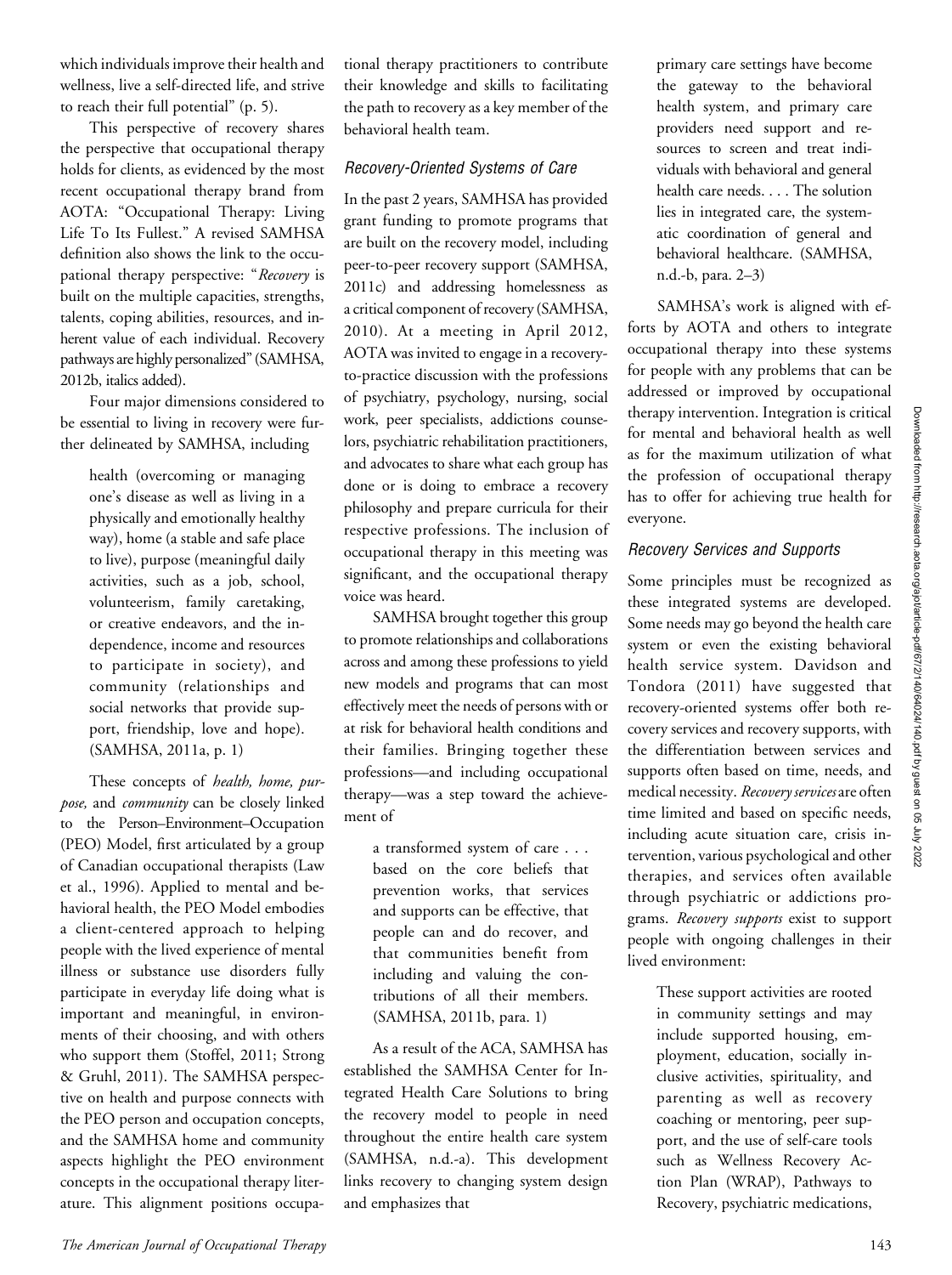which individuals improve their health and wellness, live a self-directed life, and strive to reach their full potential" (p. 5).

This perspective of recovery shares the perspective that occupational therapy holds for clients, as evidenced by the most recent occupational therapy brand from AOTA: "Occupational Therapy: Living Life To Its Fullest." A revised SAMHSA definition also shows the link to the occupational therapy perspective: "*Recovery* is built on the multiple capacities, strengths, talents, coping abilities, resources, and inherent value of each individual. Recovery pathways are highly personalized" (SAMHSA, 2012b, italics added).

Four major dimensions considered to be essential to living in recovery were further delineated by SAMHSA, including

> health (overcoming or managing one's disease as well as living in a physically and emotionally healthy way), home (a stable and safe place to live), purpose (meaningful daily activities, such as a job, school, volunteerism, family caretaking, or creative endeavors, and the independence, income and resources to participate in society), and community (relationships and social networks that provide support, friendship, love and hope). (SAMHSA, 2011a, p. 1)

These concepts of *health, home, purpose,* and *community* can be closely linked to the Person–Environment–Occupation (PEO) Model, first articulated by a group of Canadian occupational therapists (Law et al., 1996). Applied to mental and behavioral health, the PEO Model embodies a client-centered approach to helping people with the lived experience of mental illness or substance use disorders fully participate in everyday life doing what is important and meaningful, in environments of their choosing, and with others who support them (Stoffel, 2011; Strong & Gruhl, 2011). The SAMHSA perspective on health and purpose connects with the PEO person and occupation concepts, and the SAMHSA home and community aspects highlight the PEO environment concepts in the occupational therapy literature. This alignment positions occupational therapy practitioners to contribute their knowledge and skills to facilitating the path to recovery as a key member of the behavioral health team.

### Recovery-Oriented Systems of Care

In the past 2 years, SAMHSA has provided grant funding to promote programs that are built on the recovery model, including peer-to-peer recovery support (SAMHSA, 2011c) and addressing homelessness as a critical component of recovery (SAMHSA, 2010). At a meeting in April 2012, AOTA was invited to engage in a recovery-to-practice discussion with the professions of psychiatry, psychology, nursing, social work, peer specialists, addictions counselors, psychiatric rehabilitation practitioners, and advocates to share what each group has done or is doing to embrace a recovery philosophy and prepare curricula for their respective professions. The inclusion of occupational therapy in this meeting was significant, and the occupational therapy voice was heard.

SAMHSA brought together this group to promote relationships and collaborations across and among these professions to yield new models and programs that can most effectively meet the needs of persons with or at risk for behavioral health conditions and their families. Bringing together these professions—and including occupational therapy—was a step toward the achievement of

> a transformed system of care . . . based on the core beliefs that prevention works, that services and supports can be effective, that people can and do recover, and that communities benefit from including and valuing the contributions of all their members. (SAMHSA, 2011b, para. 1)

As a result of the ACA, SAMHSA has established the SAMHSA Center for Integrated Health Care Solutions to bring the recovery model to people in need throughout the entire health care system (SAMHSA, n.d.-a). This development links recovery to changing system design and emphasizes that

> primary care settings have become the gateway to the behavioral health system, and primary care providers need support and resources to screen and treat individuals with behavioral and general health care needs. . . . The solution lies in integrated care, the systematic coordination of general and behavioral healthcare. (SAMHSA, n.d.-b, para. 2–3)

SAMHSA's work is aligned with efforts by AOTA and others to integrate occupational therapy into these systems for people with any problems that can be addressed or improved by occupational therapy intervention. Integration is critical for mental and behavioral health as well as for the maximum utilization of what the profession of occupational therapy has to offer for achieving true health for everyone.

### Recovery Services and Supports

Some principles must be recognized as these integrated systems are developed. Some needs may go beyond the health care system or even the existing behavioral health service system. Davidson and Tondora (2011) have suggested that recovery-oriented systems offer both recovery services and recovery supports, with the differentiation between services and supports often based on time, needs, and medical necessity. *Recovery services* are often time limited and based on specific needs, including acute situation care, crisis intervention, various psychological and other therapies, and services often available through psychiatric or addictions programs. *Recovery supports* exist to support people with ongoing challenges in their lived environment:

> These support activities are rooted in community settings and may include supported housing, employment, education, socially inclusive activities, spirituality, and parenting as well as recovery coaching or mentoring, peer support, and the use of self-care tools such as Wellness Recovery Action Plan (WRAP), Pathways to Recovery, psychiatric medications,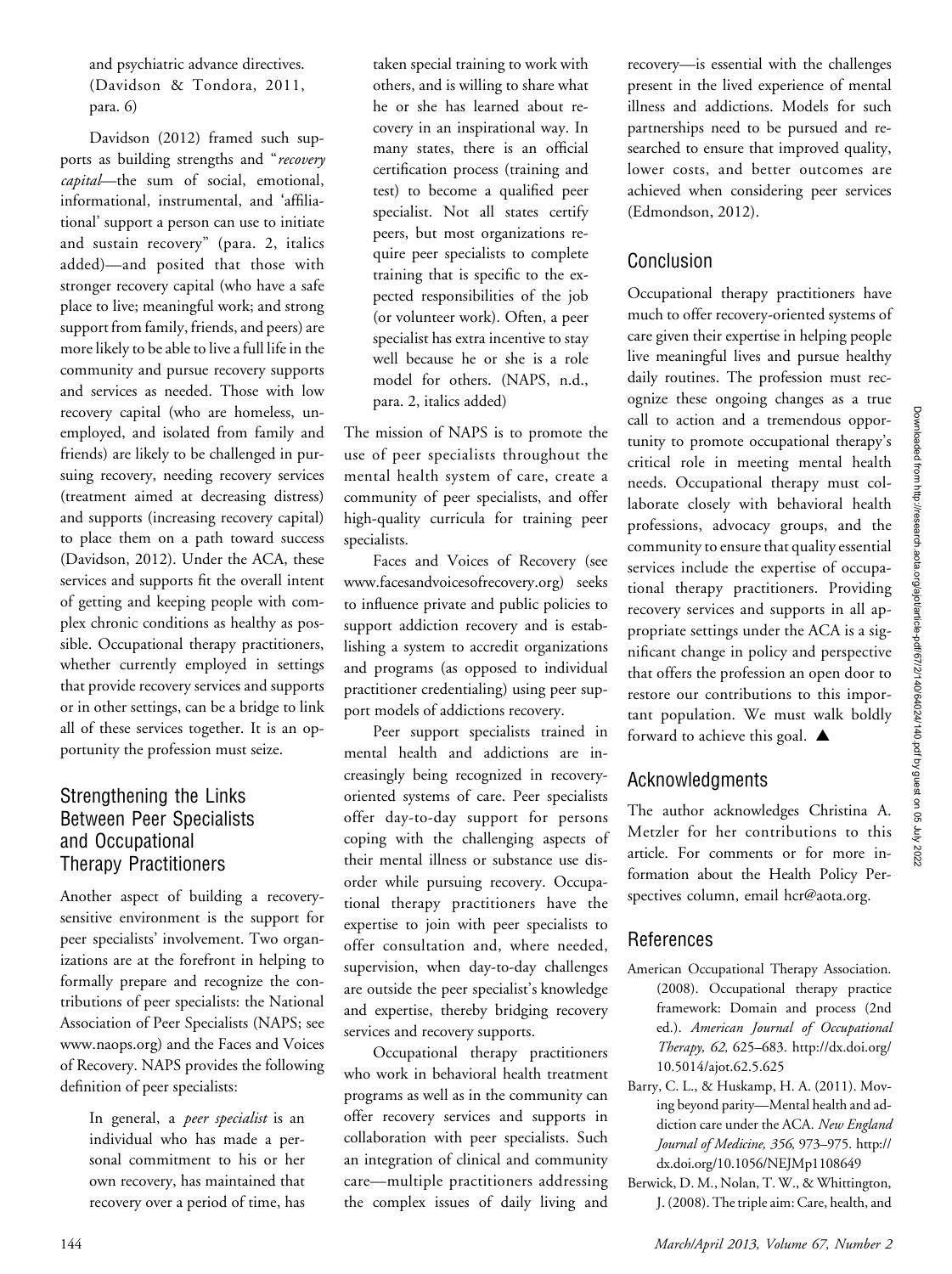and psychiatric advance directives. (Davidson & Tondora, 2011, para. 6)

Davidson (2012) framed such supports as building strengths and "*recovery capital*—the sum of social, emotional, informational, instrumental, and 'affiliational' support a person can use to initiate and sustain recovery" (para. 2, italics added)—and posited that those with stronger recovery capital (who have a safe place to live; meaningful work; and strong support from family, friends, and peers) are more likely to be able to live a full life in the community and pursue recovery supports and services as needed. Those with low recovery capital (who are homeless, unemployed, and isolated from family and friends) are likely to be challenged in pursuing recovery, needing recovery services (treatment aimed at decreasing distress) and supports (increasing recovery capital) to place them on a path toward success (Davidson, 2012). Under the ACA, these services and supports fit the overall intent of getting and keeping people with complex chronic conditions as healthy as possible. Occupational therapy practitioners, whether currently employed in settings that provide recovery services and supports or in other settings, can be a bridge to link all of these services together. It is an opportunity the profession must seize.

## Strengthening the Links Between Peer Specialists and Occupational Therapy Practitioners

Another aspect of building a recovery-sensitive environment is the support for peer specialists' involvement. Two organizations are at the forefront in helping to formally prepare and recognize the contributions of peer specialists: the National Association of Peer Specialists (NAPS; see www.naops.org) and the Faces and Voices of Recovery. NAPS provides the following definition of peer specialists:

> In general, a *peer specialist* is an individual who has made a personal commitment to his or her own recovery, has maintained that recovery over a period of time, has taken special training to work with others, and is willing to share what he or she has learned about recovery in an inspirational way. In many states, there is an official certification process (training and test) to become a qualified peer specialist. Not all states certify peers, but most organizations require peer specialists to complete training that is specific to the expected responsibilities of the job (or volunteer work). Often, a peer specialist has extra incentive to stay well because he or she is a role model for others. (NAPS, n.d., para. 2, italics added)

The mission of NAPS is to promote the use of peer specialists throughout the mental health system of care, create a community of peer specialists, and offer high-quality curricula for training peer specialists.

Faces and Voices of Recovery (see www.facesandvoicesofrecovery.org) seeks to influence private and public policies to support addiction recovery and is establishing a system to accredit organizations and programs (as opposed to individual practitioner credentialing) using peer support models of addictions recovery.

Peer support specialists trained in mental health and addictions are increasingly being recognized in recovery-oriented systems of care. Peer specialists offer day-to-day support for persons coping with the challenging aspects of their mental illness or substance use disorder while pursuing recovery. Occupational therapy practitioners have the expertise to join with peer specialists to offer consultation and, where needed, supervision, when day-to-day challenges are outside the peer specialist's knowledge and expertise, thereby bridging recovery services and recovery supports.

Occupational therapy practitioners who work in behavioral health treatment programs as well as in the community can offer recovery services and supports in collaboration with peer specialists. Such an integration of clinical and community care—multiple practitioners addressing the complex issues of daily living and recovery—is essential with the challenges present in the lived experience of mental illness and addictions. Models for such partnerships need to be pursued and researched to ensure that improved quality, lower costs, and better outcomes are achieved when considering peer services (Edmondson, 2012).

## Conclusion

Occupational therapy practitioners have much to offer recovery-oriented systems of care given their expertise in helping people live meaningful lives and pursue healthy daily routines. The profession must recognize these ongoing changes as a true call to action and a tremendous opportunity to promote occupational therapy's critical role in meeting mental health needs. Occupational therapy must collaborate closely with behavioral health professions, advocacy groups, and the community to ensure that quality essential services include the expertise of occupational therapy practitioners. Providing recovery services and supports in all appropriate settings under the ACA is a significant change in policy and perspective that offers the profession an open door to restore our contributions to this important population. We must walk boldly forward to achieve this goal. ▲

## Acknowledgments

The author acknowledges Christina A. Metzler for her contributions to this article. For comments or for more information about the Health Policy Perspectives column, email hcr@aota.org.

## References

American Occupational Therapy Association. (2008). Occupational therapy practice framework: Domain and process (2nd ed.). *American Journal of Occupational Therapy, 62,* 625–683. http://dx.doi.org/10.5014/ajot.62.5.625

Barry, C. L., & Huskamp, H. A. (2011). Moving beyond parity—Mental health and addiction care under the ACA. *New England Journal of Medicine, 356,* 973–975. http://dx.doi.org/10.1056/NEJMp1108649

Berwick, D. M., Nolan, T. W., & Whittington, J. (2008). The triple aim: Care, health, and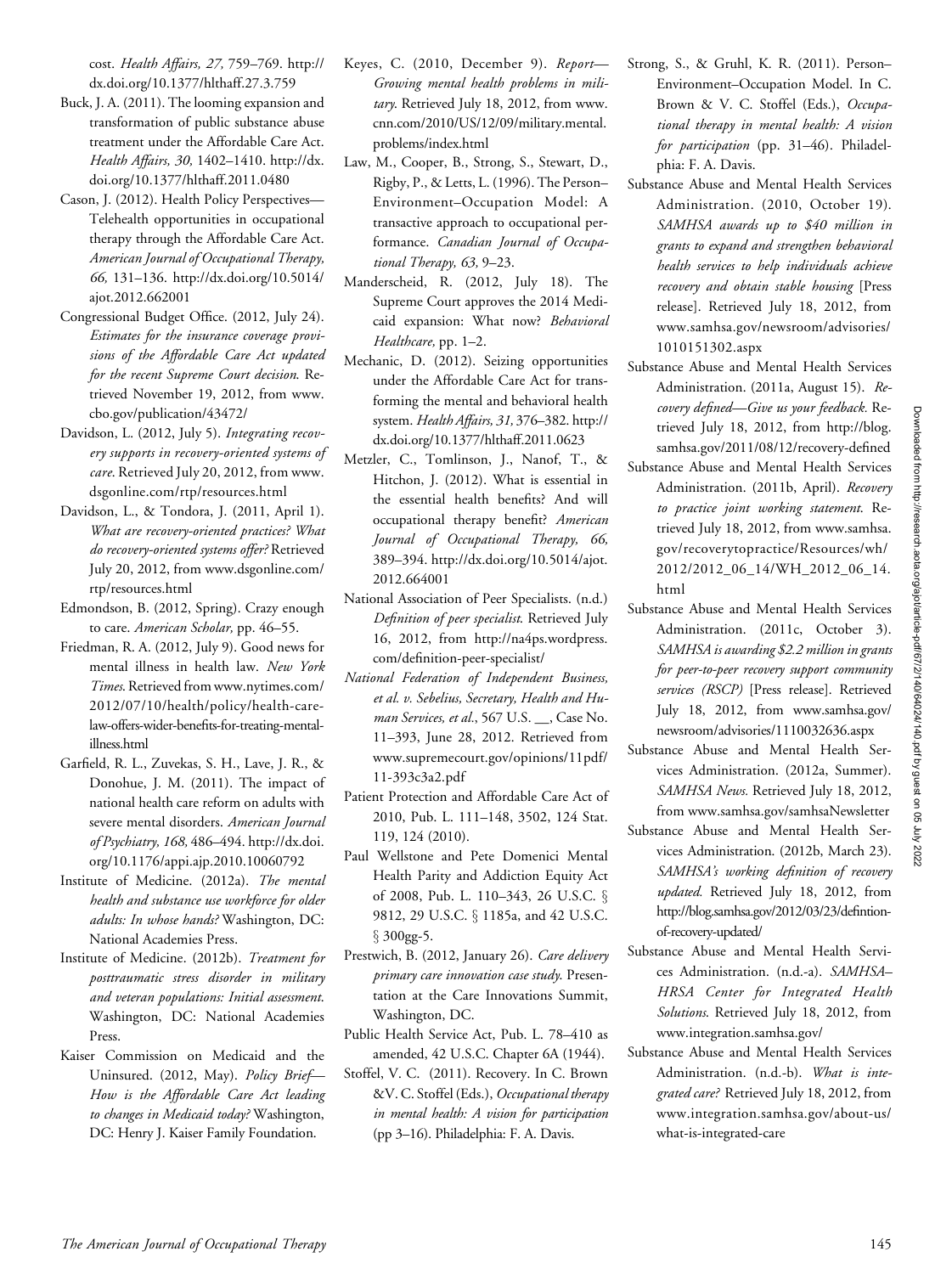cost. *Health Affairs, 27,* 759–769. http://dx.doi.org/10.1377/hlthaff.27.3.759

Buck, J. A. (2011). The looming expansion and transformation of public substance abuse treatment under the Affordable Care Act. *Health Affairs, 30,* 1402–1410. http://dx.doi.org/10.1377/hlthaff.2011.0480

Cason, J. (2012). Health Policy Perspectives—Telehealth opportunities in occupational therapy through the Affordable Care Act. *American Journal of Occupational Therapy, 66,* 131–136. http://dx.doi.org/10.5014/ajot.2012.662001

Congressional Budget Office. (2012, July 24). *Estimates for the insurance coverage provisions of the Affordable Care Act updated for the recent Supreme Court decision.* Retrieved November 19, 2012, from www.cbo.gov/publication/43472/

Davidson, L. (2012, July 5). *Integrating recovery supports in recovery-oriented systems of care.* Retrieved July 20, 2012, from www.dsgonline.com/rtp/resources.html

Davidson, L., & Tondora, J. (2011, April 1). *What are recovery-oriented practices? What do recovery-oriented systems offer?* Retrieved July 20, 2012, from www.dsgonline.com/rtp/resources.html

Edmondson, B. (2012, Spring). Crazy enough to care. *American Scholar,* pp. 46–55.

Friedman, R. A. (2012, July 9). Good news for mental illness in health law. *New York Times.* Retrieved from www.nytimes.com/2012/07/10/health/policy/health-care-law-offers-wider-benefits-for-treating-mental-illness.html

Garfield, R. L., Zuvekas, S. H., Lave, J. R., & Donohue, J. M. (2011). The impact of national health care reform on adults with severe mental disorders. *American Journal of Psychiatry, 168,* 486–494. http://dx.doi.org/10.1176/appi.ajp.2010.10060792

Institute of Medicine. (2012a). *The mental health and substance use workforce for older adults: In whose hands?* Washington, DC: National Academies Press.

Institute of Medicine. (2012b). *Treatment for posttraumatic stress disorder in military and veteran populations: Initial assessment.* Washington, DC: National Academies Press.

Kaiser Commission on Medicaid and the Uninsured. (2012, May). *Policy Brief—How is the Affordable Care Act leading to changes in Medicaid today?* Washington, DC: Henry J. Kaiser Family Foundation.

Keyes, C. (2010, December 9). *Report—Growing mental health problems in military.* Retrieved July 18, 2012, from www.cnn.com/2010/US/12/09/military.mental.problems/index.html

Law, M., Cooper, B., Strong, S., Stewart, D., Rigby, P., & Letts, L. (1996). The Person–Environment–Occupation Model: A transactive approach to occupational performance. *Canadian Journal of Occupational Therapy, 63,* 9–23.

Manderscheid, R. (2012, July 18). The Supreme Court approves the 2014 Medicaid expansion: What now? *Behavioral Healthcare,* pp. 1–2.

Mechanic, D. (2012). Seizing opportunities under the Affordable Care Act for transforming the mental and behavioral health system. *Health Affairs, 31,* 376–382. http://dx.doi.org/10.1377/hlthaff.2011.0623

Metzler, C., Tomlinson, J., Nanof, T., & Hitchon, J. (2012). What is essential in the essential health benefits? And will occupational therapy benefit? *American Journal of Occupational Therapy, 66,* 389–394. http://dx.doi.org/10.5014/ajot.2012.664001

National Association of Peer Specialists. (n.d.) *Definition of peer specialist.* Retrieved July 16, 2012, from http://na4ps.wordpress.com/definition-peer-specialist/

*National Federation of Independent Business, et al. v. Sebelius, Secretary, Health and Human Services, et al.*, 567 U.S. __, Case No. 11–393, June 28, 2012. Retrieved from www.supremecourt.gov/opinions/11pdf/11-393c3a2.pdf

Patient Protection and Affordable Care Act of 2010, Pub. L. 111–148, 3502, 124 Stat. 119, 124 (2010).

Paul Wellstone and Pete Domenici Mental Health Parity and Addiction Equity Act of 2008, Pub. L. 110–343, 26 U.S.C. § 9812, 29 U.S.C. § 1185a, and 42 U.S.C. § 300gg-5.

Prestwich, B. (2012, January 26). *Care delivery primary care innovation case study.* Presentation at the Care Innovations Summit, Washington, DC.

Public Health Service Act, Pub. L. 78–410 as amended, 42 U.S.C. Chapter 6A (1944).

Stoffel, V. C. (2011). Recovery. In C. Brown &V. C. Stoffel (Eds.), *Occupational therapy in mental health: A vision for participation* (pp 3–16). Philadelphia: F. A. Davis.

Strong, S., & Gruhl, K. R. (2011). Person–Environment–Occupation Model. In C. Brown & V. C. Stoffel (Eds.), *Occupational therapy in mental health: A vision for participation* (pp. 31–46). Philadelphia: F. A. Davis.

Substance Abuse and Mental Health Services Administration. (2010, October 19). *SAMHSA awards up to $40 million in grants to expand and strengthen behavioral health services to help individuals achieve recovery and obtain stable housing* [Press release]. Retrieved July 18, 2012, from www.samhsa.gov/newsroom/advisories/1010151302.aspx

Substance Abuse and Mental Health Services Administration. (2011a, August 15). *Recovery defined—Give us your feedback.* Retrieved July 18, 2012, from http://blog.samhsa.gov/2011/08/12/recovery-defined

Substance Abuse and Mental Health Services Administration. (2011b, April). *Recovery to practice joint working statement.* Retrieved July 18, 2012, from www.samhsa.gov/recoverytopractice/Resources/wh/2012/2012_06_14/WH_2012_06_14.html

Substance Abuse and Mental Health Services Administration. (2011c, October 3). *SAMHSA is awarding $2.2 million in grants for peer-to-peer recovery support community services (RSCP)* [Press release]. Retrieved July 18, 2012, from www.samhsa.gov/newsroom/advisories/1110032636.aspx

Substance Abuse and Mental Health Services Administration. (2012a, Summer). *SAMHSA News.* Retrieved July 18, 2012, from www.samhsa.gov/samhsaNewsletter

Substance Abuse and Mental Health Services Administration. (2012b, March 23). *SAMHSA's working definition of recovery updated.* Retrieved July 18, 2012, from http://blog.samhsa.gov/2012/03/23/defintion-of-recovery-updated/

Substance Abuse and Mental Health Services Administration. (n.d.-a). *SAMHSA–HRSA Center for Integrated Health Solutions.* Retrieved July 18, 2012, from www.integration.samhsa.gov/

Substance Abuse and Mental Health Services Administration. (n.d.-b). *What is integrated care?* Retrieved July 18, 2012, from www.integration.samhsa.gov/about-us/what-is-integrated-care